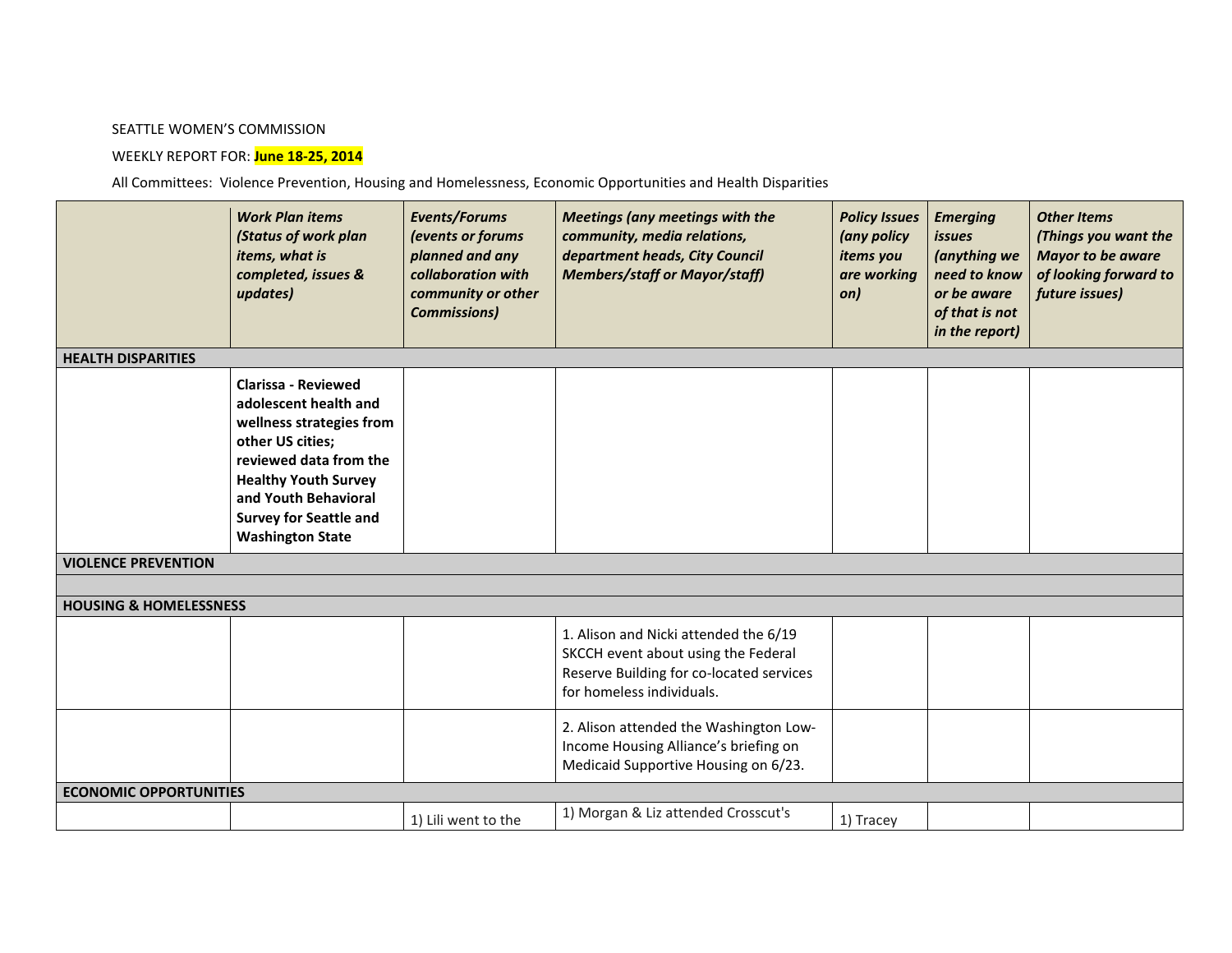SEATTLE WOMEN'S COMMISSION

WEEKLY REPORT FOR: **June 18-25, 2014**

All Committees: Violence Prevention, Housing and Homelessness, Economic Opportunities and Health Disparities

| | ***Work Plan items (Status of work plan items, what is completed, issues & updates)*** | ***Events/Forums (events or forums planned and any collaboration with community or other Commissions)*** | ***Meetings (any meetings with the community, media relations, department heads, City Council Members/staff or Mayor/staff)*** | ***Policy Issues (any policy items you are working on)*** | ***Emerging issues (anything we need to know or be aware of that is not in the report)*** | ***Other Items (Things you want the Mayor to be aware of looking forward to future issues)*** |
|---|---|---|---|---|---|---|
| **HEALTH DISPARITIES** | | | | | | |
| | **Clarissa - Reviewed adolescent health and wellness strategies from other US cities; reviewed data from the Healthy Youth Survey and Youth Behavioral Survey for Seattle and Washington State** | | | | | |
| **VIOLENCE PREVENTION** | | | | | | |
| | | | | | | |
| **HOUSING & HOMELESSNESS** | | | | | | |
| | | | 1. Alison and Nicki attended the 6/19 SKCCH event about using the Federal Reserve Building for co-located services for homeless individuals. | | | |
| | | | 2. Alison attended the Washington Low-Income Housing Alliance's briefing on Medicaid Supportive Housing on 6/23. | | | |
| **ECONOMIC OPPORTUNITIES** | | | | | | |
| | | 1) Lili went to the | 1) Morgan & Liz attended Crosscut's | 1) Tracey | | |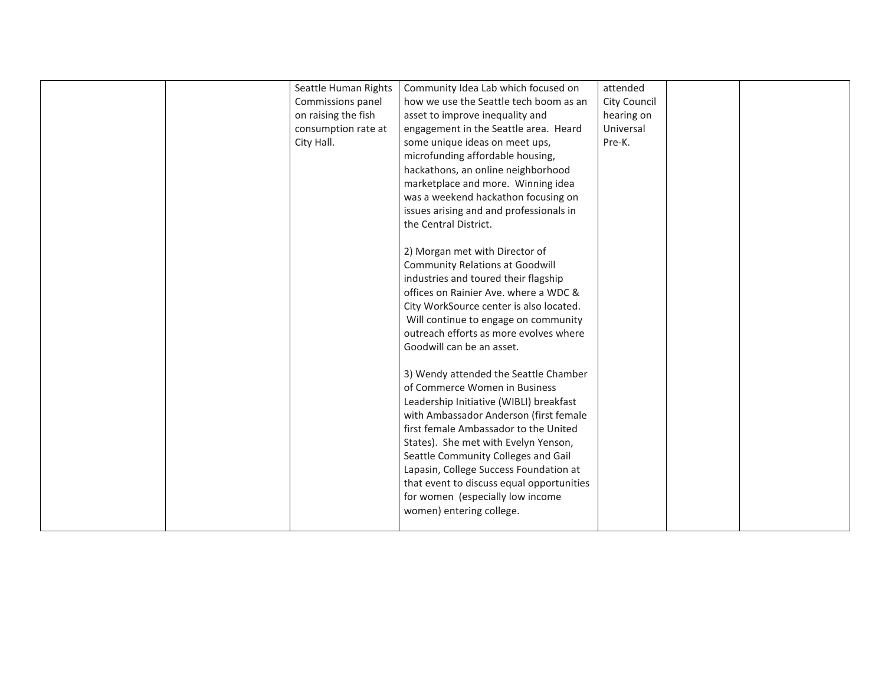| | | | | | | |
|---|---|---|---|---|---|---|
| | | Seattle Human Rights Commissions panel on raising the fish consumption rate at City Hall. | Community Idea Lab which focused on how we use the Seattle tech boom as an asset to improve inequality and engagement in the Seattle area. Heard some unique ideas on meet ups, microfunding affordable housing, hackathons, an online neighborhood marketplace and more. Winning idea was a weekend hackathon focusing on issues arising and and professionals in the Central District.<br><br>2) Morgan met with Director of Community Relations at Goodwill industries and toured their flagship offices on Rainier Ave. where a WDC & City WorkSource center is also located. Will continue to engage on community outreach efforts as more evolves where Goodwill can be an asset.<br><br>3) Wendy attended the Seattle Chamber of Commerce Women in Business Leadership Initiative (WIBLI) breakfast with Ambassador Anderson (first female first female Ambassador to the United States). She met with Evelyn Yenson, Seattle Community Colleges and Gail Lapasin, College Success Foundation at that event to discuss equal opportunities for women (especially low income women) entering college. | attended City Council hearing on Universal Pre-K. | | |